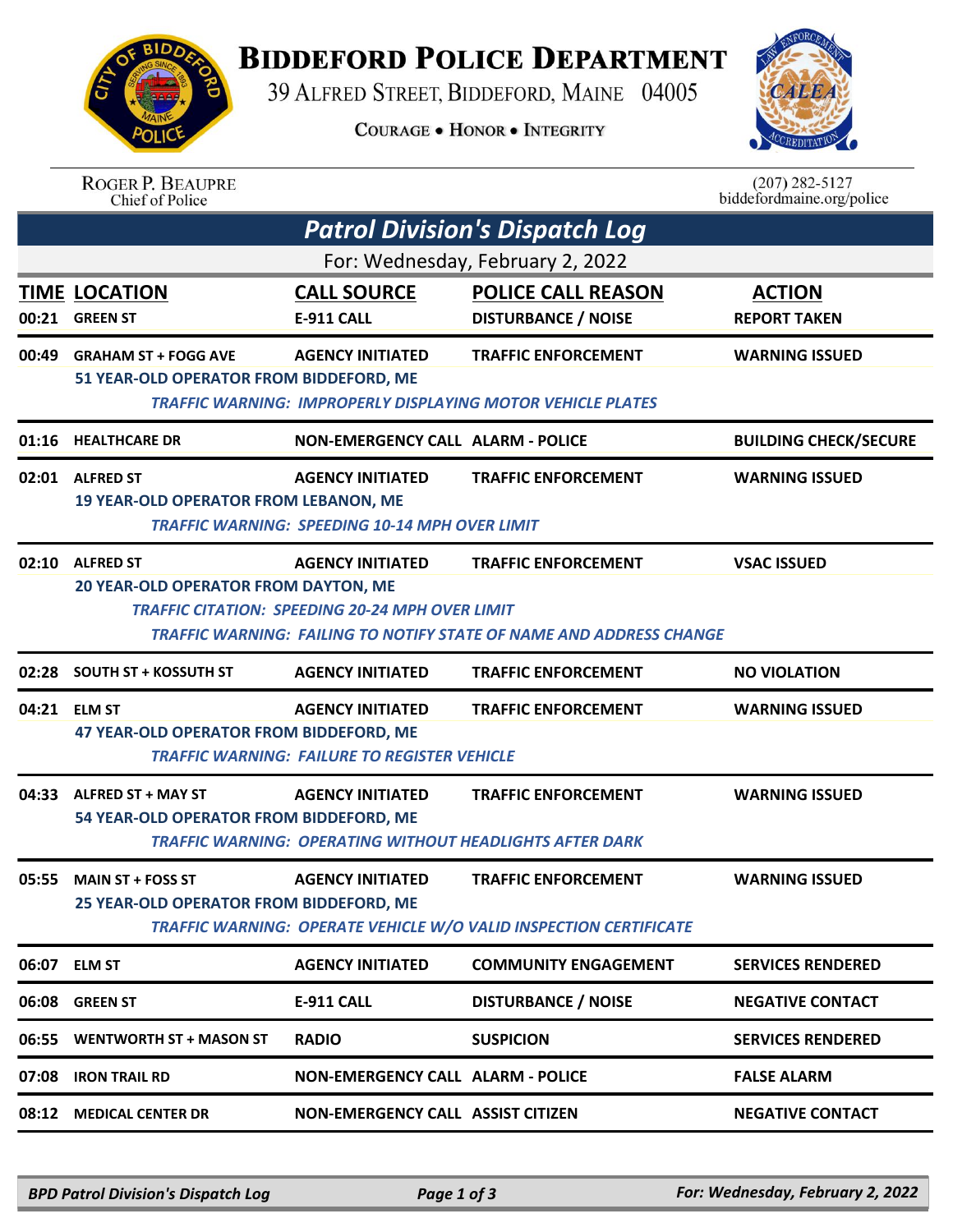# Biddeford Police Department

39 Alfred Street, Biddeford, Maine 04005

Courage • Honor • Integrity

Roger P. Beaupre
Chief of Police

(207) 282-5127
biddefordmaine.org/police

## *Patrol Division's Dispatch Log*

For: Wednesday, February 2, 2022

| TIME | LOCATION | CALL SOURCE | POLICE CALL REASON | ACTION |
|---|---|---|---|---|
| 00:21 | GREEN ST | E-911 CALL | DISTURBANCE / NOISE | REPORT TAKEN |
| 00:49 | GRAHAM ST + FOGG AVE | AGENCY INITIATED | TRAFFIC ENFORCEMENT | WARNING ISSUED |
| | 51 YEAR-OLD OPERATOR FROM BIDDEFORD, ME<br>*TRAFFIC WARNING: IMPROPERLY DISPLAYING MOTOR VEHICLE PLATES* | | | |
| 01:16 | HEALTHCARE DR | NON-EMERGENCY CALL | ALARM - POLICE | BUILDING CHECK/SECURE |
| 02:01 | ALFRED ST | AGENCY INITIATED | TRAFFIC ENFORCEMENT | WARNING ISSUED |
| | 19 YEAR-OLD OPERATOR FROM LEBANON, ME<br>*TRAFFIC WARNING: SPEEDING 10-14 MPH OVER LIMIT* | | | |
| 02:10 | ALFRED ST | AGENCY INITIATED | TRAFFIC ENFORCEMENT | VSAC ISSUED |
| | 20 YEAR-OLD OPERATOR FROM DAYTON, ME<br>*TRAFFIC CITATION: SPEEDING 20-24 MPH OVER LIMIT*<br>*TRAFFIC WARNING: FAILING TO NOTIFY STATE OF NAME AND ADDRESS CHANGE* | | | |
| 02:28 | SOUTH ST + KOSSUTH ST | AGENCY INITIATED | TRAFFIC ENFORCEMENT | NO VIOLATION |
| 04:21 | ELM ST | AGENCY INITIATED | TRAFFIC ENFORCEMENT | WARNING ISSUED |
| | 47 YEAR-OLD OPERATOR FROM BIDDEFORD, ME<br>*TRAFFIC WARNING: FAILURE TO REGISTER VEHICLE* | | | |
| 04:33 | ALFRED ST + MAY ST | AGENCY INITIATED | TRAFFIC ENFORCEMENT | WARNING ISSUED |
| | 54 YEAR-OLD OPERATOR FROM BIDDEFORD, ME<br>*TRAFFIC WARNING: OPERATING WITHOUT HEADLIGHTS AFTER DARK* | | | |
| 05:55 | MAIN ST + FOSS ST | AGENCY INITIATED | TRAFFIC ENFORCEMENT | WARNING ISSUED |
| | 25 YEAR-OLD OPERATOR FROM BIDDEFORD, ME<br>*TRAFFIC WARNING: OPERATE VEHICLE W/O VALID INSPECTION CERTIFICATE* | | | |
| 06:07 | ELM ST | AGENCY INITIATED | COMMUNITY ENGAGEMENT | SERVICES RENDERED |
| 06:08 | GREEN ST | E-911 CALL | DISTURBANCE / NOISE | NEGATIVE CONTACT |
| 06:55 | WENTWORTH ST + MASON ST | RADIO | SUSPICION | SERVICES RENDERED |
| 07:08 | IRON TRAIL RD | NON-EMERGENCY CALL | ALARM - POLICE | FALSE ALARM |
| 08:12 | MEDICAL CENTER DR | NON-EMERGENCY CALL | ASSIST CITIZEN | NEGATIVE CONTACT |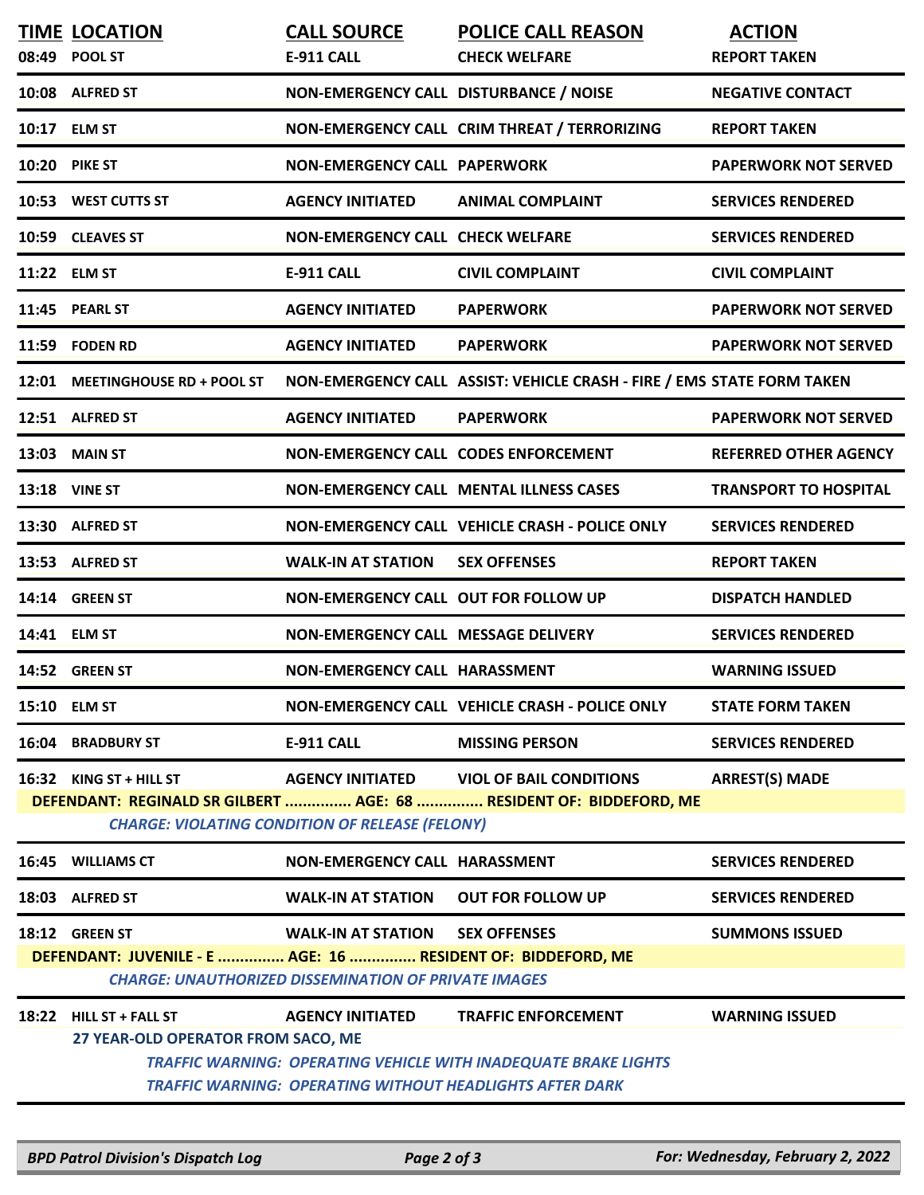| TIME | LOCATION | CALL SOURCE | POLICE CALL REASON | ACTION |
|---|---|---|---|---|
| 08:49 | POOL ST | E-911 CALL | CHECK WELFARE | REPORT TAKEN |
| 10:08 | ALFRED ST | NON-EMERGENCY CALL | DISTURBANCE / NOISE | NEGATIVE CONTACT |
| 10:17 | ELM ST | NON-EMERGENCY CALL | CRIM THREAT / TERRORIZING | REPORT TAKEN |
| 10:20 | PIKE ST | NON-EMERGENCY CALL | PAPERWORK | PAPERWORK NOT SERVED |
| 10:53 | WEST CUTTS ST | AGENCY INITIATED | ANIMAL COMPLAINT | SERVICES RENDERED |
| 10:59 | CLEAVES ST | NON-EMERGENCY CALL | CHECK WELFARE | SERVICES RENDERED |
| 11:22 | ELM ST | E-911 CALL | CIVIL COMPLAINT | CIVIL COMPLAINT |
| 11:45 | PEARL ST | AGENCY INITIATED | PAPERWORK | PAPERWORK NOT SERVED |
| 11:59 | FODEN RD | AGENCY INITIATED | PAPERWORK | PAPERWORK NOT SERVED |
| 12:01 | MEETINGHOUSE RD + POOL ST | NON-EMERGENCY CALL | ASSIST: VEHICLE CRASH - FIRE / EMS | STATE FORM TAKEN |
| 12:51 | ALFRED ST | AGENCY INITIATED | PAPERWORK | PAPERWORK NOT SERVED |
| 13:03 | MAIN ST | NON-EMERGENCY CALL | CODES ENFORCEMENT | REFERRED OTHER AGENCY |
| 13:18 | VINE ST | NON-EMERGENCY CALL | MENTAL ILLNESS CASES | TRANSPORT TO HOSPITAL |
| 13:30 | ALFRED ST | NON-EMERGENCY CALL | VEHICLE CRASH - POLICE ONLY | SERVICES RENDERED |
| 13:53 | ALFRED ST | WALK-IN AT STATION | SEX OFFENSES | REPORT TAKEN |
| 14:14 | GREEN ST | NON-EMERGENCY CALL | OUT FOR FOLLOW UP | DISPATCH HANDLED |
| 14:41 | ELM ST | NON-EMERGENCY CALL | MESSAGE DELIVERY | SERVICES RENDERED |
| 14:52 | GREEN ST | NON-EMERGENCY CALL | HARASSMENT | WARNING ISSUED |
| 15:10 | ELM ST | NON-EMERGENCY CALL | VEHICLE CRASH - POLICE ONLY | STATE FORM TAKEN |
| 16:04 | BRADBURY ST | E-911 CALL | MISSING PERSON | SERVICES RENDERED |
| 16:32 | KING ST + HILL ST | AGENCY INITIATED | VIOL OF BAIL CONDITIONS | ARREST(S) MADE |

**DEFENDANT: REGINALD SR GILBERT ............... AGE: 68 ............... RESIDENT OF: BIDDEFORD, ME**

*CHARGE: VIOLATING CONDITION OF RELEASE (FELONY)*

| TIME | LOCATION | CALL SOURCE | POLICE CALL REASON | ACTION |
|---|---|---|---|---|
| 16:45 | WILLIAMS CT | NON-EMERGENCY CALL | HARASSMENT | SERVICES RENDERED |
| 18:03 | ALFRED ST | WALK-IN AT STATION | OUT FOR FOLLOW UP | SERVICES RENDERED |
| 18:12 | GREEN ST | WALK-IN AT STATION | SEX OFFENSES | SUMMONS ISSUED |

**DEFENDANT: JUVENILE - E ............... AGE: 16 ............... RESIDENT OF: BIDDEFORD, ME**

*CHARGE: UNAUTHORIZED DISSEMINATION OF PRIVATE IMAGES*

| TIME | LOCATION | CALL SOURCE | POLICE CALL REASON | ACTION |
|---|---|---|---|---|
| 18:22 | HILL ST + FALL ST | AGENCY INITIATED | TRAFFIC ENFORCEMENT | WARNING ISSUED |

**27 YEAR-OLD OPERATOR FROM SACO, ME**

*TRAFFIC WARNING: OPERATING VEHICLE WITH INADEQUATE BRAKE LIGHTS*

*TRAFFIC WARNING: OPERATING WITHOUT HEADLIGHTS AFTER DARK*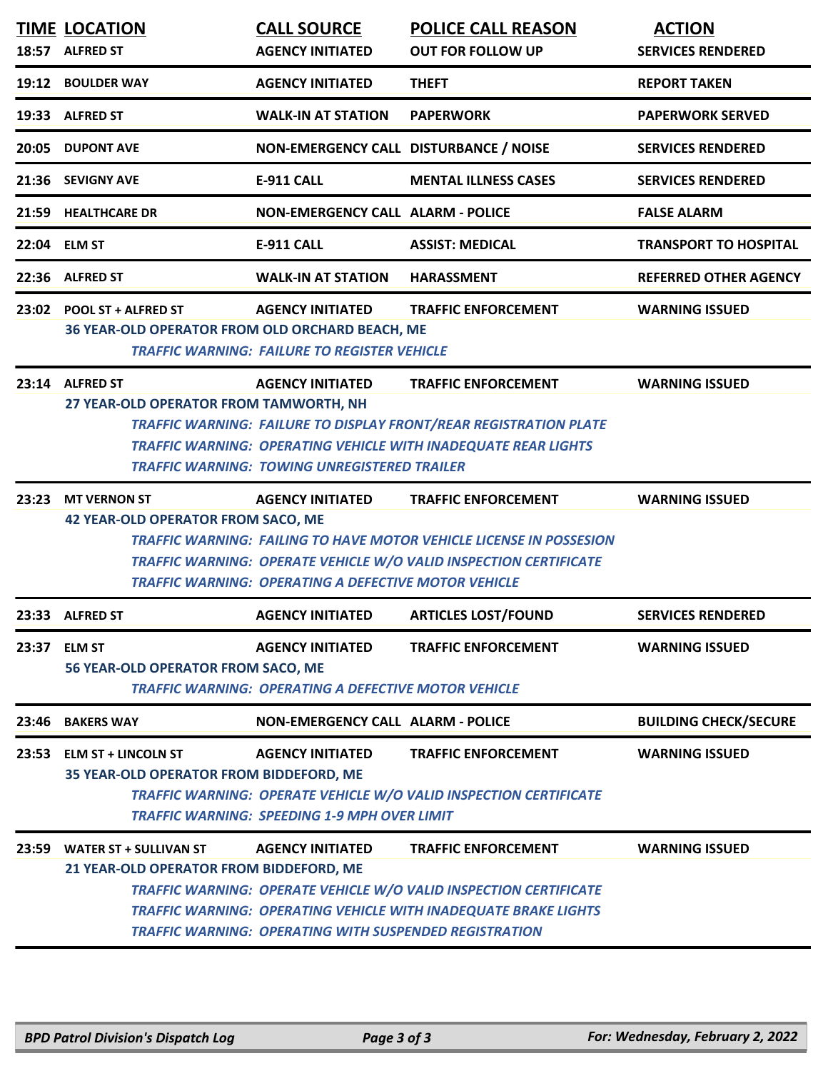| TIME | LOCATION | CALL SOURCE | POLICE CALL REASON | ACTION |
| --- | --- | --- | --- | --- |
| 18:57 | ALFRED ST | AGENCY INITIATED | OUT FOR FOLLOW UP | SERVICES RENDERED |
| 19:12 | BOULDER WAY | AGENCY INITIATED | THEFT | REPORT TAKEN |
| 19:33 | ALFRED ST | WALK-IN AT STATION | PAPERWORK | PAPERWORK SERVED |
| 20:05 | DUPONT AVE | NON-EMERGENCY CALL | DISTURBANCE / NOISE | SERVICES RENDERED |
| 21:36 | SEVIGNY AVE | E-911 CALL | MENTAL ILLNESS CASES | SERVICES RENDERED |
| 21:59 | HEALTHCARE DR | NON-EMERGENCY CALL | ALARM - POLICE | FALSE ALARM |
| 22:04 | ELM ST | E-911 CALL | ASSIST: MEDICAL | TRANSPORT TO HOSPITAL |
| 22:36 | ALFRED ST | WALK-IN AT STATION | HARASSMENT | REFERRED OTHER AGENCY |
| 23:02 | POOL ST + ALFRED ST | AGENCY INITIATED | TRAFFIC ENFORCEMENT | WARNING ISSUED |
| | 36 YEAR-OLD OPERATOR FROM OLD ORCHARD BEACH, ME<br>*TRAFFIC WARNING: FAILURE TO REGISTER VEHICLE* | | | |
| 23:14 | ALFRED ST | AGENCY INITIATED | TRAFFIC ENFORCEMENT | WARNING ISSUED |
| | 27 YEAR-OLD OPERATOR FROM TAMWORTH, NH<br>*TRAFFIC WARNING: FAILURE TO DISPLAY FRONT/REAR REGISTRATION PLATE*<br>*TRAFFIC WARNING: OPERATING VEHICLE WITH INADEQUATE REAR LIGHTS*<br>*TRAFFIC WARNING: TOWING UNREGISTERED TRAILER* | | | |
| 23:23 | MT VERNON ST | AGENCY INITIATED | TRAFFIC ENFORCEMENT | WARNING ISSUED |
| | 42 YEAR-OLD OPERATOR FROM SACO, ME<br>*TRAFFIC WARNING: FAILING TO HAVE MOTOR VEHICLE LICENSE IN POSSESION*<br>*TRAFFIC WARNING: OPERATE VEHICLE W/O VALID INSPECTION CERTIFICATE*<br>*TRAFFIC WARNING: OPERATING A DEFECTIVE MOTOR VEHICLE* | | | |
| 23:33 | ALFRED ST | AGENCY INITIATED | ARTICLES LOST/FOUND | SERVICES RENDERED |
| 23:37 | ELM ST | AGENCY INITIATED | TRAFFIC ENFORCEMENT | WARNING ISSUED |
| | 56 YEAR-OLD OPERATOR FROM SACO, ME<br>*TRAFFIC WARNING: OPERATING A DEFECTIVE MOTOR VEHICLE* | | | |
| 23:46 | BAKERS WAY | NON-EMERGENCY CALL | ALARM - POLICE | BUILDING CHECK/SECURE |
| 23:53 | ELM ST + LINCOLN ST | AGENCY INITIATED | TRAFFIC ENFORCEMENT | WARNING ISSUED |
| | 35 YEAR-OLD OPERATOR FROM BIDDEFORD, ME<br>*TRAFFIC WARNING: OPERATE VEHICLE W/O VALID INSPECTION CERTIFICATE*<br>*TRAFFIC WARNING: SPEEDING 1-9 MPH OVER LIMIT* | | | |
| 23:59 | WATER ST + SULLIVAN ST | AGENCY INITIATED | TRAFFIC ENFORCEMENT | WARNING ISSUED |
| | 21 YEAR-OLD OPERATOR FROM BIDDEFORD, ME<br>*TRAFFIC WARNING: OPERATE VEHICLE W/O VALID INSPECTION CERTIFICATE*<br>*TRAFFIC WARNING: OPERATING VEHICLE WITH INADEQUATE BRAKE LIGHTS*<br>*TRAFFIC WARNING: OPERATING WITH SUSPENDED REGISTRATION* | | | |